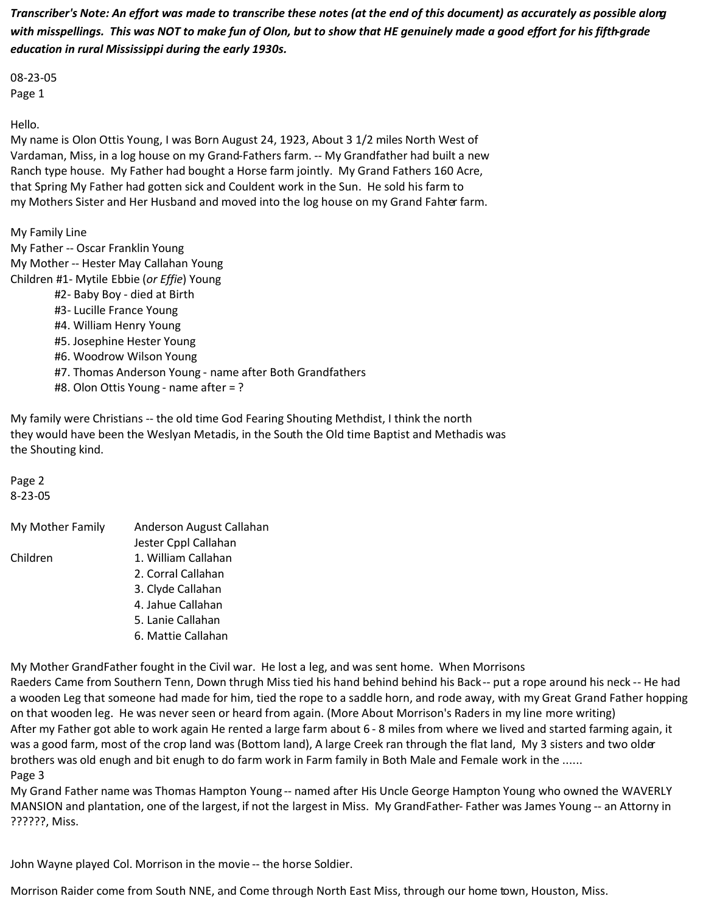***Transcriber's Note: An effort was made to transcribe these notes (at the end of this document) as accurately as possible along with misspellings. This was NOT to make fun of Olon, but to show that HE genuinely made a good effort for his fifth-grade education in rural Mississippi during the early 1930s.***

08-23-05
Page 1

Hello.
My name is Olon Ottis Young, I was Born August 24, 1923, About 3 1/2 miles North West of Vardaman, Miss, in a log house on my Grand-Fathers farm. -- My Grandfather had built a new Ranch type house. My Father had bought a Horse farm jointly. My Grand Fathers 160 Acre, that Spring My Father had gotten sick and Couldent work in the Sun. He sold his farm to my Mothers Sister and Her Husband and moved into the log house on my Grand Fahter farm.

My Family Line
My Father -- Oscar Franklin Young
My Mother -- Hester May Callahan Young
Children #1- Mytile Ebbie (*or Effie*) Young
#2- Baby Boy - died at Birth
#3- Lucille France Young
#4. William Henry Young
#5. Josephine Hester Young
#6. Woodrow Wilson Young
#7. Thomas Anderson Young - name after Both Grandfathers
#8. Olon Ottis Young - name after = ?

My family were Christians -- the old time God Fearing Shouting Methdist, I think the north they would have been the Weslyan Metadis, in the South the Old time Baptist and Methadis was the Shouting kind.

Page 2
8-23-05

My Mother Family Anderson August Callahan
Jester Cppl Callahan

Children
1. William Callahan
2. Corral Callahan
3. Clyde Callahan
4. Jahue Callahan
5. Lanie Callahan
6. Mattie Callahan

My Mother GrandFather fought in the Civil war. He lost a leg, and was sent home. When Morrisons Raeders Came from Southern Tenn, Down thrugh Miss tied his hand behind behind his Back-- put a rope around his neck -- He had a wooden Leg that someone had made for him, tied the rope to a saddle horn, and rode away, with my Great Grand Father hopping on that wooden leg. He was never seen or heard from again. (More About Morrison's Raders in my line more writing)
After my Father got able to work again He rented a large farm about 6 - 8 miles from where we lived and started farming again, it was a good farm, most of the crop land was (Bottom land), A large Creek ran through the flat land, My 3 sisters and two older brothers was old enugh and bit enugh to do farm work in Farm family in Both Male and Female work in the ......
Page 3
My Grand Father name was Thomas Hampton Young -- named after His Uncle George Hampton Young who owned the WAVERLY MANSION and plantation, one of the largest, if not the largest in Miss. My GrandFather- Father was James Young -- an Attorny in ??????, Miss.

John Wayne played Col. Morrison in the movie -- the horse Soldier.

Morrison Raider come from South NNE, and Come through North East Miss, through our home town, Houston, Miss.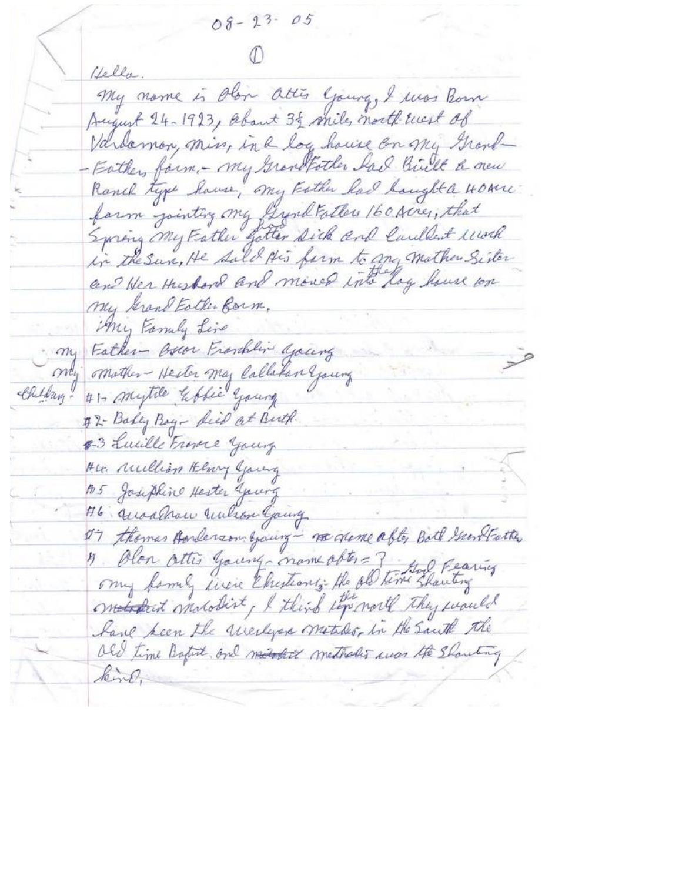08-23-05

①

Hello.

My name is Olon Ottis Young, I was Born August 24-1923, about 3½ miles north west of Vardaman, Miss, in a log house on my Grand-Father farm. - My GrandFather had Built a new Ranch type house, my Father had bought a 40Acre farm jointing my GrandFather 160 Acres, that Spring my Father gotten sick and couldn't work in the Sun, He sold His farm to my Mother Sister and Her Husband and moved into the log house on my GrandFather farm.

My Family Line

my Father - Oscar Franklin Young
my Mother - Hester May Callahan Young

Children:

- #1 - Myrtle Effie Young
- #2 - Baby Boy - died at Birth
- #3 Lucille Frances Young
- #4 William Henry Young
- #5 Josephine Hester Young
- #6 Woodrow Wilson Young
- #7 Thomas Anderson Young - name after Both GrandFather
- # Olon Ottis Young - name after = ?

my family were Christians, the old time Shouting God Fearing ~~metodist~~ Metodist, I think up the north they would have been the Wesleyan Metodes, in the South the old time Baptist and ~~mitodist~~ methodes was the Shouting kind,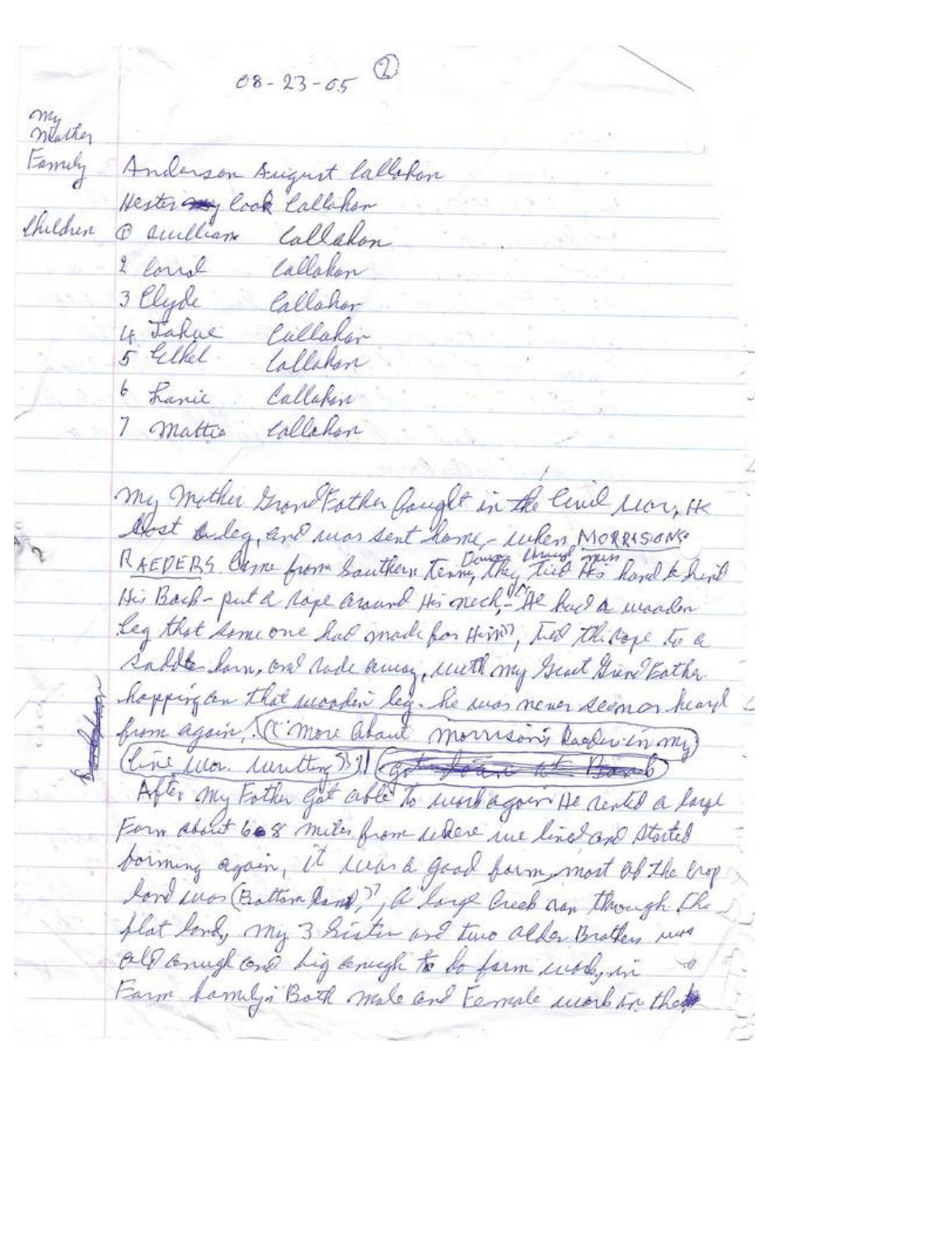08-23-05 ②

My Mother Family

Anderson August Callahan
Hester ~~my~~ Cook Callahan

Children
① William Callahan
2 Carrol Callahan
3 Clyde Callahan
4 Fahue Callahan
5 Ethel Callahan
6 Lanie Callahan
7 Mattie Callahan

My Mother Grand Father fought in the Civil War, He lost a leg, and was sent home, - when MORRISONS RAIDERS Came from Southern Tenn, they (Conn) (three) (men) tied His hand & hind His Back - put a rope around His neck, He had a wooden leg that someone had made for Him, tied the rope to a saddle horn, and rode away, with my Great Grand Father hopping on that wooden leg. he was never seen or heard from again. ("More about Morrison's Raiders in my Civil War. writting")) ~~got loan at Bank~~

After my Father got able to work again He rented a large Farm about 6 8 miles from where we lived and Started farming again, it was a good farm, most of the crop land was (Bottom land), a large creek ran through the flat land, my 3 Sister and two older Brothers was old enough and big enough to do farm work, in Farm family's Both male and Female work in the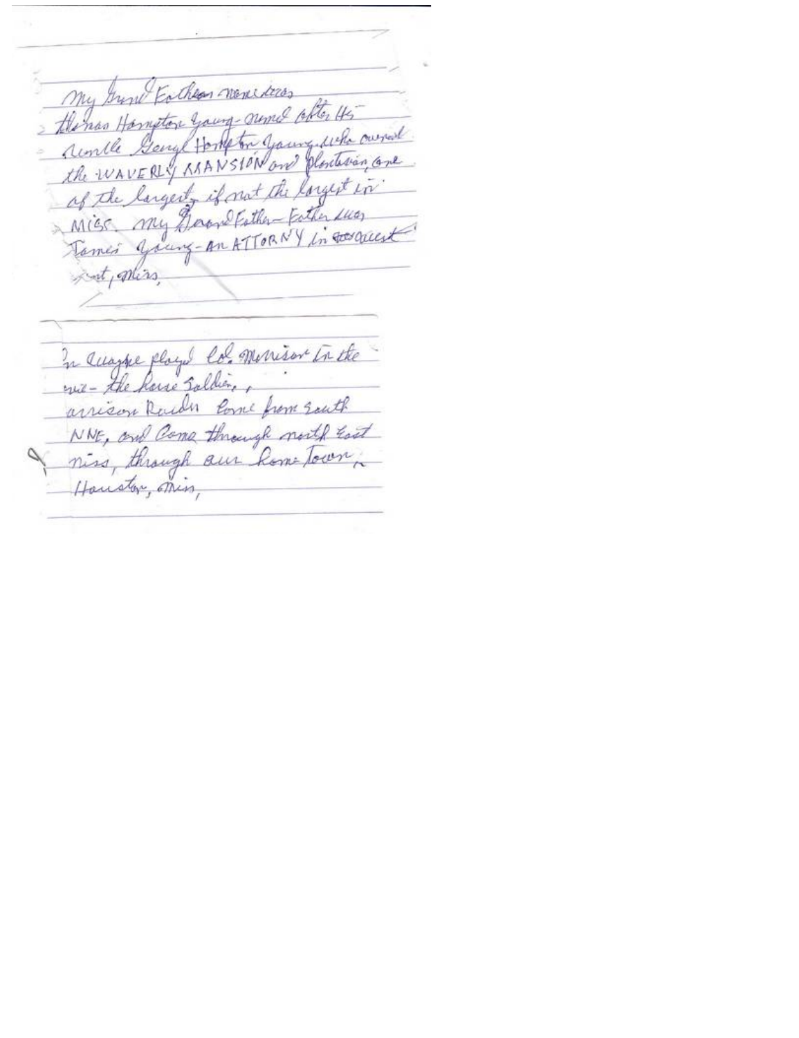My Grand Father name was
Thomas Hampton Young - named after His
Uncle George Hampton Young, who owned
the WAVERLY MANSION and plantation, one
of the largest, if not the largest in
MISS. My Grand Father - Father was
James Young - An ATTORNY in Westpoint
, Miss,

John Wayne played Col. Morrison in the
movie - the Horse Soldiers,
Morrison Raiders Came from South
TNN, and Came through north East
Miss, through our home Town,
Houston, Miss,